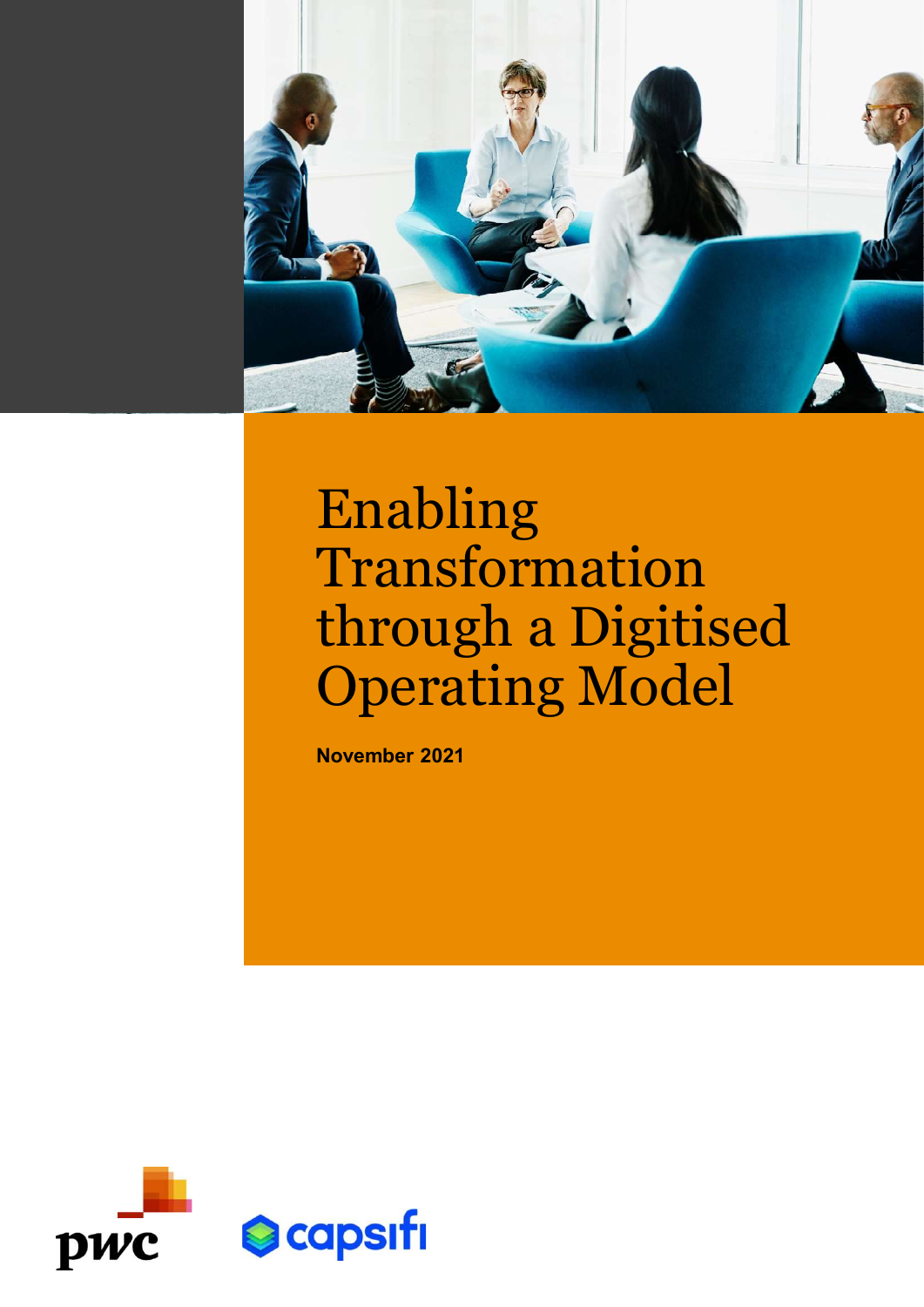# Enabling Transformation through a Digitised Operating Model

**November 2021**

pwc

capsifi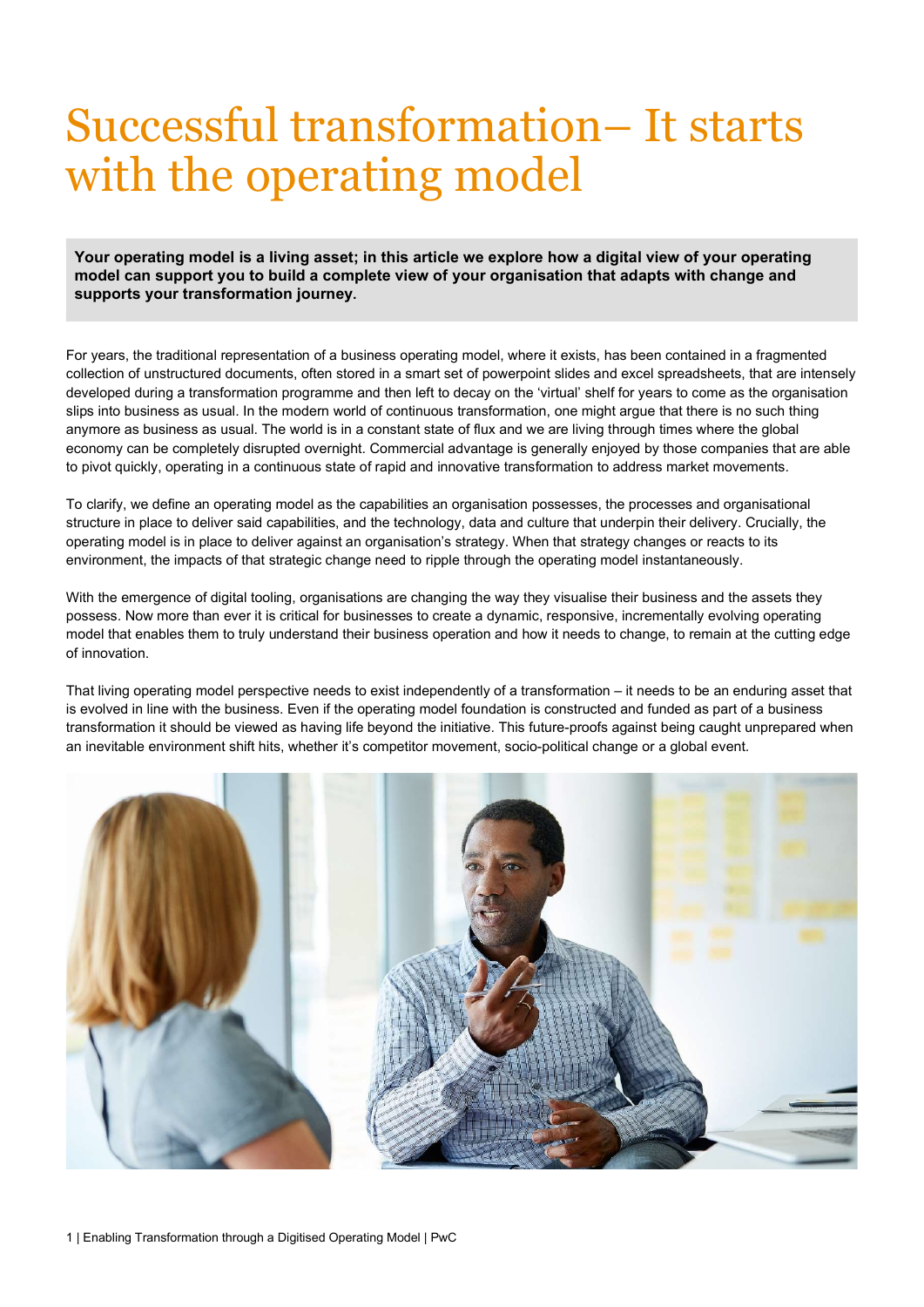# Successful transformation– It starts with the operating model

**Your operating model is a living asset; in this article we explore how a digital view of your operating model can support you to build a complete view of your organisation that adapts with change and supports your transformation journey.**

For years, the traditional representation of a business operating model, where it exists, has been contained in a fragmented collection of unstructured documents, often stored in a smart set of powerpoint slides and excel spreadsheets, that are intensely developed during a transformation programme and then left to decay on the 'virtual' shelf for years to come as the organisation slips into business as usual. In the modern world of continuous transformation, one might argue that there is no such thing anymore as business as usual. The world is in a constant state of flux and we are living through times where the global economy can be completely disrupted overnight. Commercial advantage is generally enjoyed by those companies that are able to pivot quickly, operating in a continuous state of rapid and innovative transformation to address market movements.

To clarify, we define an operating model as the capabilities an organisation possesses, the processes and organisational structure in place to deliver said capabilities, and the technology, data and culture that underpin their delivery. Crucially, the operating model is in place to deliver against an organisation's strategy. When that strategy changes or reacts to its environment, the impacts of that strategic change need to ripple through the operating model instantaneously.

With the emergence of digital tooling, organisations are changing the way they visualise their business and the assets they possess. Now more than ever it is critical for businesses to create a dynamic, responsive, incrementally evolving operating model that enables them to truly understand their business operation and how it needs to change, to remain at the cutting edge of innovation.

That living operating model perspective needs to exist independently of a transformation – it needs to be an enduring asset that is evolved in line with the business. Even if the operating model foundation is constructed and funded as part of a business transformation it should be viewed as having life beyond the initiative. This future-proofs against being caught unprepared when an inevitable environment shift hits, whether it's competitor movement, socio-political change or a global event.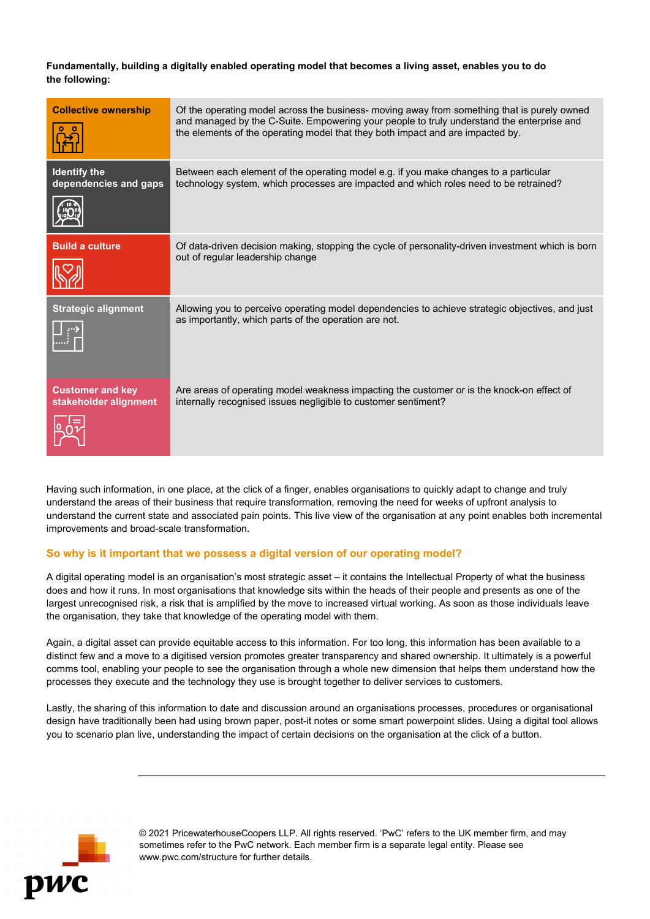**Fundamentally, building a digitally enabled operating model that becomes a living asset, enables you to do the following:**

| | |
|---|---|
| **Collective ownership** | Of the operating model across the business- moving away from something that is purely owned and managed by the C-Suite. Empowering your people to truly understand the enterprise and the elements of the operating model that they both impact and are impacted by. |
| **Identify the dependencies and gaps** | Between each element of the operating model e.g. if you make changes to a particular technology system, which processes are impacted and which roles need to be retrained? |
| **Build a culture** | Of data-driven decision making, stopping the cycle of personality-driven investment which is born out of regular leadership change |
| **Strategic alignment** | Allowing you to perceive operating model dependencies to achieve strategic objectives, and just as importantly, which parts of the operation are not. |
| **Customer and key stakeholder alignment** | Are areas of operating model weakness impacting the customer or is the knock-on effect of internally recognised issues negligible to customer sentiment? |

Having such information, in one place, at the click of a finger, enables organisations to quickly adapt to change and truly understand the areas of their business that require transformation, removing the need for weeks of upfront analysis to understand the current state and associated pain points. This live view of the organisation at any point enables both incremental improvements and broad-scale transformation.

## So why is it important that we possess a digital version of our operating model?

A digital operating model is an organisation's most strategic asset – it contains the Intellectual Property of what the business does and how it runs. In most organisations that knowledge sits within the heads of their people and presents as one of the largest unrecognised risk, a risk that is amplified by the move to increased virtual working. As soon as those individuals leave the organisation, they take that knowledge of the operating model with them.

Again, a digital asset can provide equitable access to this information. For too long, this information has been available to a distinct few and a move to a digitised version promotes greater transparency and shared ownership. It ultimately is a powerful comms tool, enabling your people to see the organisation through a whole new dimension that helps them understand how the processes they execute and the technology they use is brought together to deliver services to customers.

Lastly, the sharing of this information to date and discussion around an organisations processes, procedures or organisational design have traditionally been had using brown paper, post-it notes or some smart powerpoint slides. Using a digital tool allows you to scenario plan live, understanding the impact of certain decisions on the organisation at the click of a button.

© 2021 PricewaterhouseCoopers LLP. All rights reserved. 'PwC' refers to the UK member firm, and may sometimes refer to the PwC network. Each member firm is a separate legal entity. Please see www.pwc.com/structure for further details.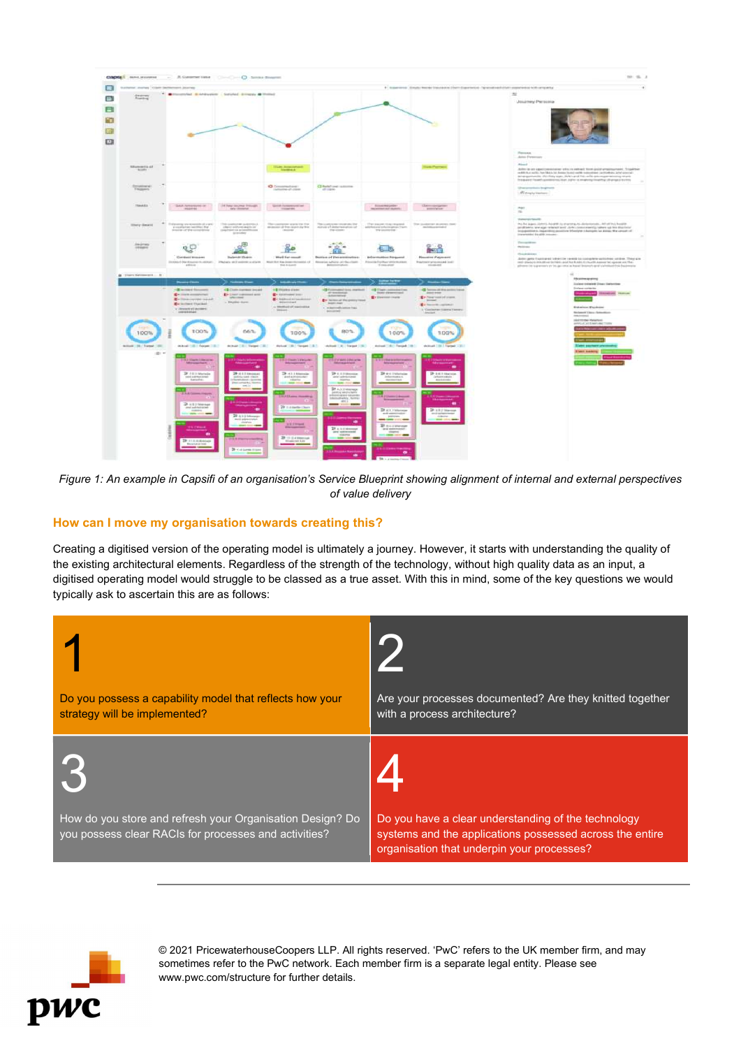*Figure 1: An example in Capsifi of an organisation's Service Blueprint showing alignment of internal and external perspectives of value delivery*

## How can I move my organisation towards creating this?

Creating a digitised version of the operating model is ultimately a journey. However, it starts with understanding the quality of the existing architectural elements. Regardless of the strength of the technology, without high quality data as an input, a digitised operating model would struggle to be classed as a true asset. With this in mind, some of the key questions we would typically ask to ascertain this are as follows:

**1**

Do you possess a capability model that reflects how your strategy will be implemented?

**2**

Are your processes documented? Are they knitted together with a process architecture?

**3**

How do you store and refresh your Organisation Design? Do you possess clear RACIs for processes and activities?

**4**

Do you have a clear understanding of the technology systems and the applications possessed across the entire organisation that underpin your processes?

© 2021 PricewaterhouseCoopers LLP. All rights reserved. 'PwC' refers to the UK member firm, and may sometimes refer to the PwC network. Each member firm is a separate legal entity. Please see www.pwc.com/structure for further details.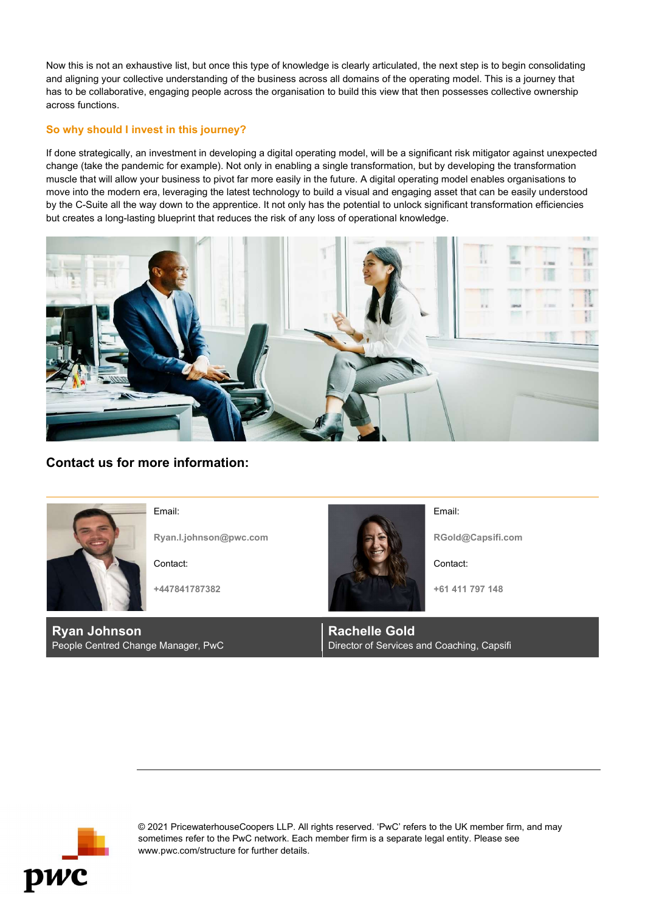Now this is not an exhaustive list, but once this type of knowledge is clearly articulated, the next step is to begin consolidating and aligning your collective understanding of the business across all domains of the operating model. This is a journey that has to be collaborative, engaging people across the organisation to build this view that then possesses collective ownership across functions.

## So why should I invest in this journey?

If done strategically, an investment in developing a digital operating model, will be a significant risk mitigator against unexpected change (take the pandemic for example). Not only in enabling a single transformation, but by developing the transformation muscle that will allow your business to pivot far more easily in the future. A digital operating model enables organisations to move into the modern era, leveraging the latest technology to build a visual and engaging asset that can be easily understood by the C-Suite all the way down to the apprentice. It not only has the potential to unlock significant transformation efficiencies but creates a long-lasting blueprint that reduces the risk of any loss of operational knowledge.

## Contact us for more information:

Email:

Ryan.l.johnson@pwc.com

Contact:

+447841787382

**Ryan Johnson**
People Centred Change Manager, PwC

Email:

RGold@Capsifi.com

Contact:

+61 411 797 148

**Rachelle Gold**
Director of Services and Coaching, Capsifi

© 2021 PricewaterhouseCoopers LLP. All rights reserved. 'PwC' refers to the UK member firm, and may sometimes refer to the PwC network. Each member firm is a separate legal entity. Please see www.pwc.com/structure for further details.